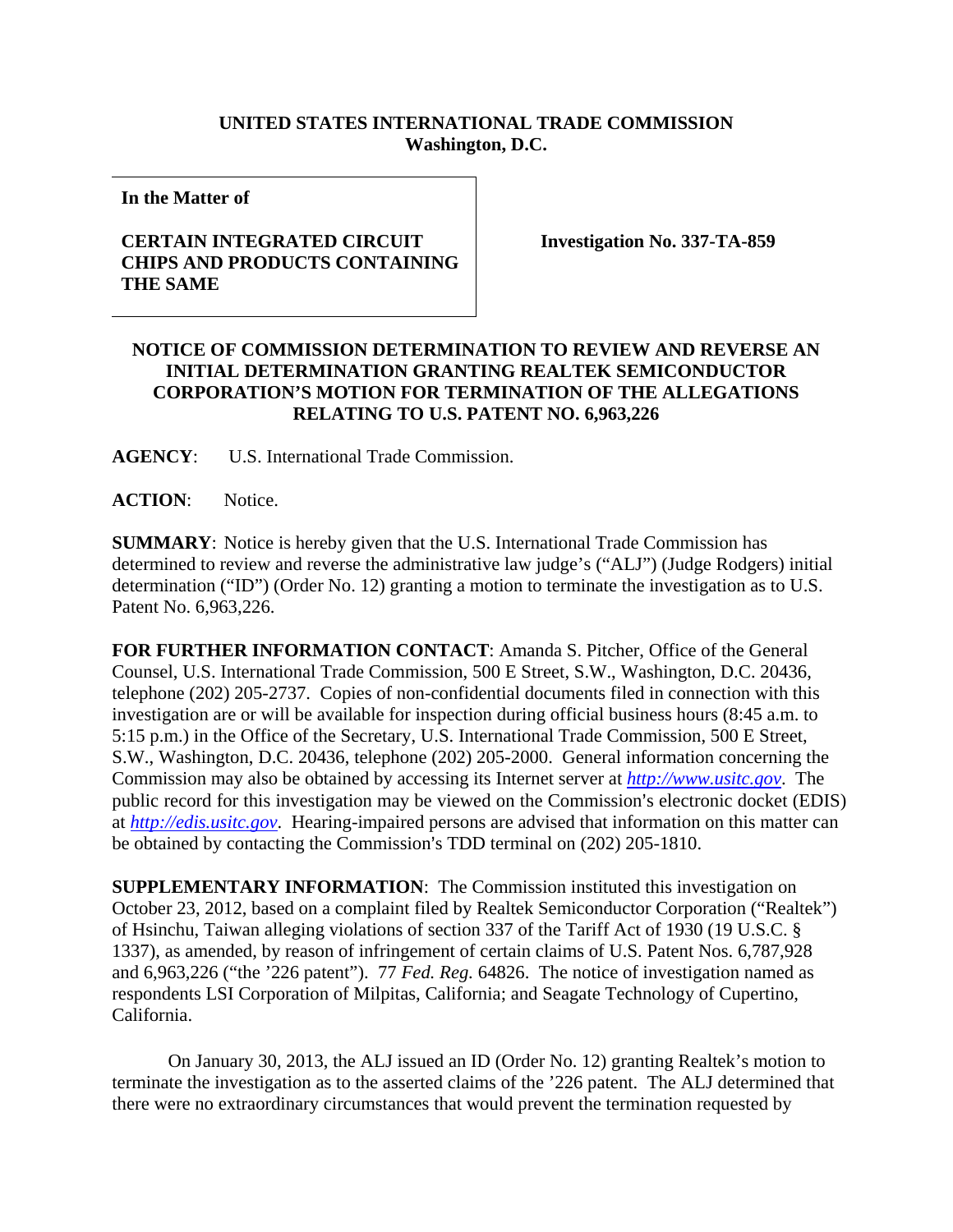**UNITED STATES INTERNATIONAL TRADE COMMISSION**
**Washington, D.C.**

| In the Matter of | |
|---|---|
| **CERTAIN INTEGRATED CIRCUIT CHIPS AND PRODUCTS CONTAINING THE SAME** | **Investigation No. 337-TA-859** |

**NOTICE OF COMMISSION DETERMINATION TO REVIEW AND REVERSE AN INITIAL DETERMINATION GRANTING REALTEK SEMICONDUCTOR CORPORATION'S MOTION FOR TERMINATION OF THE ALLEGATIONS RELATING TO U.S. PATENT NO. 6,963,226**

**AGENCY**: U.S. International Trade Commission.

**ACTION**: Notice.

**SUMMARY**: Notice is hereby given that the U.S. International Trade Commission has determined to review and reverse the administrative law judge's ("ALJ") (Judge Rodgers) initial determination ("ID") (Order No. 12) granting a motion to terminate the investigation as to U.S. Patent No. 6,963,226.

**FOR FURTHER INFORMATION CONTACT**: Amanda S. Pitcher, Office of the General Counsel, U.S. International Trade Commission, 500 E Street, S.W., Washington, D.C. 20436, telephone (202) 205-2737. Copies of non-confidential documents filed in connection with this investigation are or will be available for inspection during official business hours (8:45 a.m. to 5:15 p.m.) in the Office of the Secretary, U.S. International Trade Commission, 500 E Street, S.W., Washington, D.C. 20436, telephone (202) 205-2000. General information concerning the Commission may also be obtained by accessing its Internet server at *http://www.usitc.gov*. The public record for this investigation may be viewed on the Commission's electronic docket (EDIS) at *http://edis.usitc.gov*. Hearing-impaired persons are advised that information on this matter can be obtained by contacting the Commission's TDD terminal on (202) 205-1810.

**SUPPLEMENTARY INFORMATION**: The Commission instituted this investigation on October 23, 2012, based on a complaint filed by Realtek Semiconductor Corporation ("Realtek") of Hsinchu, Taiwan alleging violations of section 337 of the Tariff Act of 1930 (19 U.S.C. § 1337), as amended, by reason of infringement of certain claims of U.S. Patent Nos. 6,787,928 and 6,963,226 ("the '226 patent"). 77 *Fed. Reg.* 64826. The notice of investigation named as respondents LSI Corporation of Milpitas, California; and Seagate Technology of Cupertino, California.

On January 30, 2013, the ALJ issued an ID (Order No. 12) granting Realtek's motion to terminate the investigation as to the asserted claims of the '226 patent. The ALJ determined that there were no extraordinary circumstances that would prevent the termination requested by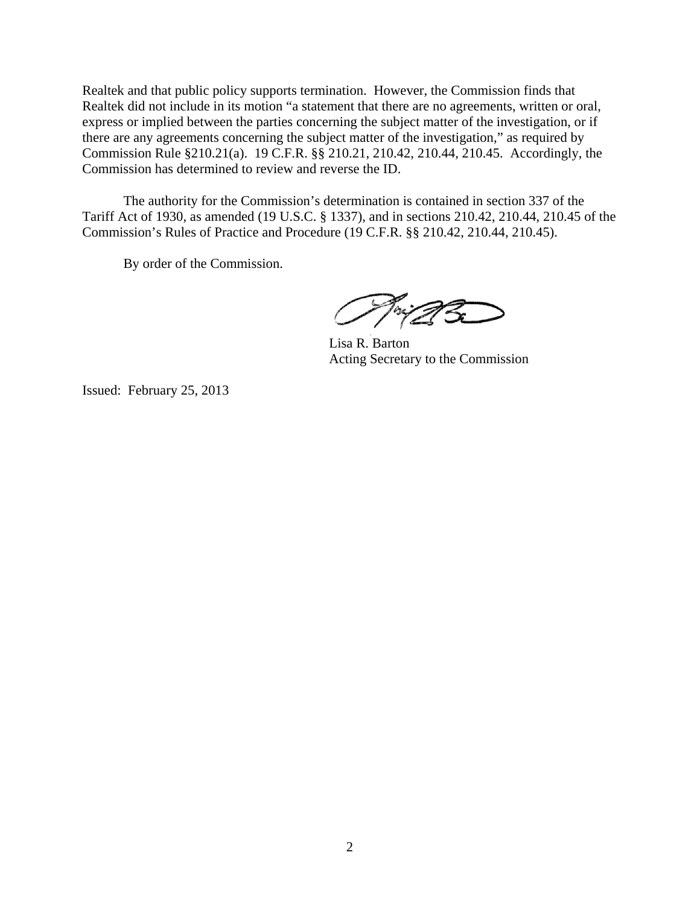Realtek and that public policy supports termination. However, the Commission finds that Realtek did not include in its motion "a statement that there are no agreements, written or oral, express or implied between the parties concerning the subject matter of the investigation, or if there are any agreements concerning the subject matter of the investigation," as required by Commission Rule §210.21(a). 19 C.F.R. §§ 210.21, 210.42, 210.44, 210.45. Accordingly, the Commission has determined to review and reverse the ID.

The authority for the Commission's determination is contained in section 337 of the Tariff Act of 1930, as amended (19 U.S.C. § 1337), and in sections 210.42, 210.44, 210.45 of the Commission's Rules of Practice and Procedure (19 C.F.R. §§ 210.42, 210.44, 210.45).

By order of the Commission.

Lisa R. Barton
Acting Secretary to the Commission

Issued: February 25, 2013